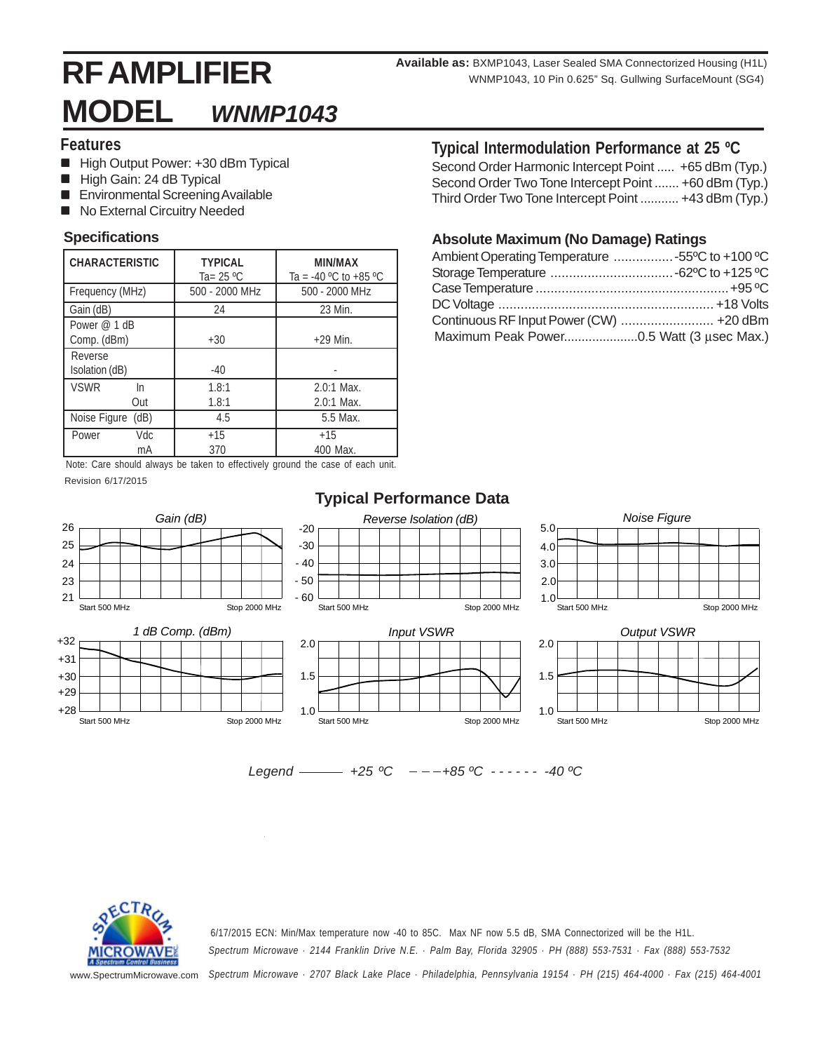# RF AMPLIFIER MODEL *WNMP1043*

**Available as:** BXMP1043, Laser Sealed SMA Connectorized Housing (H1L)
WNMP1043, 10 Pin 0.625" Sq. Gullwing SurfaceMount (SG4)

## Features

- High Output Power: +30 dBm Typical
- High Gain: 24 dB Typical
- Environmental Screening Available
- No External Circuitry Needed

## Specifications

| CHARACTERISTIC | TYPICAL Ta= 25 ºC | MIN/MAX Ta = -40 ºC to +85 ºC |
|---|---|---|
| Frequency (MHz) | 500 - 2000 MHz | 500 - 2000 MHz |
| Gain (dB) | 24 | 23 Min. |
| Power @ 1 dB Comp. (dBm) | +30 | +29 Min. |
| Reverse Isolation (dB) | -40 | - |
| VSWR In | 1.8:1 | 2.0:1 Max. |
| VSWR Out | 1.8:1 | 2.0:1 Max. |
| Noise Figure (dB) | 4.5 | 5.5 Max. |
| Power Vdc | +15 | +15 |
| Power mA | 370 | 400 Max. |

Note: Care should always be taken to effectively ground the case of each unit.

Revision 6/17/2015

## Typical Intermodulation Performance at 25 ºC

Second Order Harmonic Intercept Point ..... +65 dBm (Typ.)
Second Order Two Tone Intercept Point ....... +60 dBm (Typ.)
Third Order Two Tone Intercept Point ........... +43 dBm (Typ.)

## Absolute Maximum (No Damage) Ratings

Ambient Operating Temperature ................ -55ºC to +100 ºC
Storage Temperature ................................. -62ºC to +125 ºC
Case Temperature .................................................... +95 ºC
DC Voltage .......................................................... +18 Volts
Continuous RF Input Power (CW) ......................... +20 dBm
Maximum Peak Power.....................0.5 Watt (3 µsec Max.)

## Typical Performance Data

Gain (dB) — Start 500 MHz, Stop 2000 MHz

Reverse Isolation (dB) — Start 500 MHz, Stop 2000 MHz

Noise Figure — Start 500 MHz, Stop 2000 MHz

1 dB Comp. (dBm) — Start 500 MHz, Stop 2000 MHz

Input VSWR — Start 500 MHz, Stop 2000 MHz

Output VSWR — Start 500 MHz, Stop 2000 MHz

*Legend* ——— *+25 ºC* – – – *+85 ºC* - - - - - - *-40 ºC*

6/17/2015 ECN: Min/Max temperature now -40 to 85C. Max NF now 5.5 dB, SMA Connectorized will be the H1L.

*Spectrum Microwave · 2144 Franklin Drive N.E. · Palm Bay, Florida 32905 · PH (888) 553-7531 · Fax (888) 553-7532*

*Spectrum Microwave · 2707 Black Lake Place · Philadelphia, Pennsylvania 19154 · PH (215) 464-4000 · Fax (215) 464-4001*

www.SpectrumMicrowave.com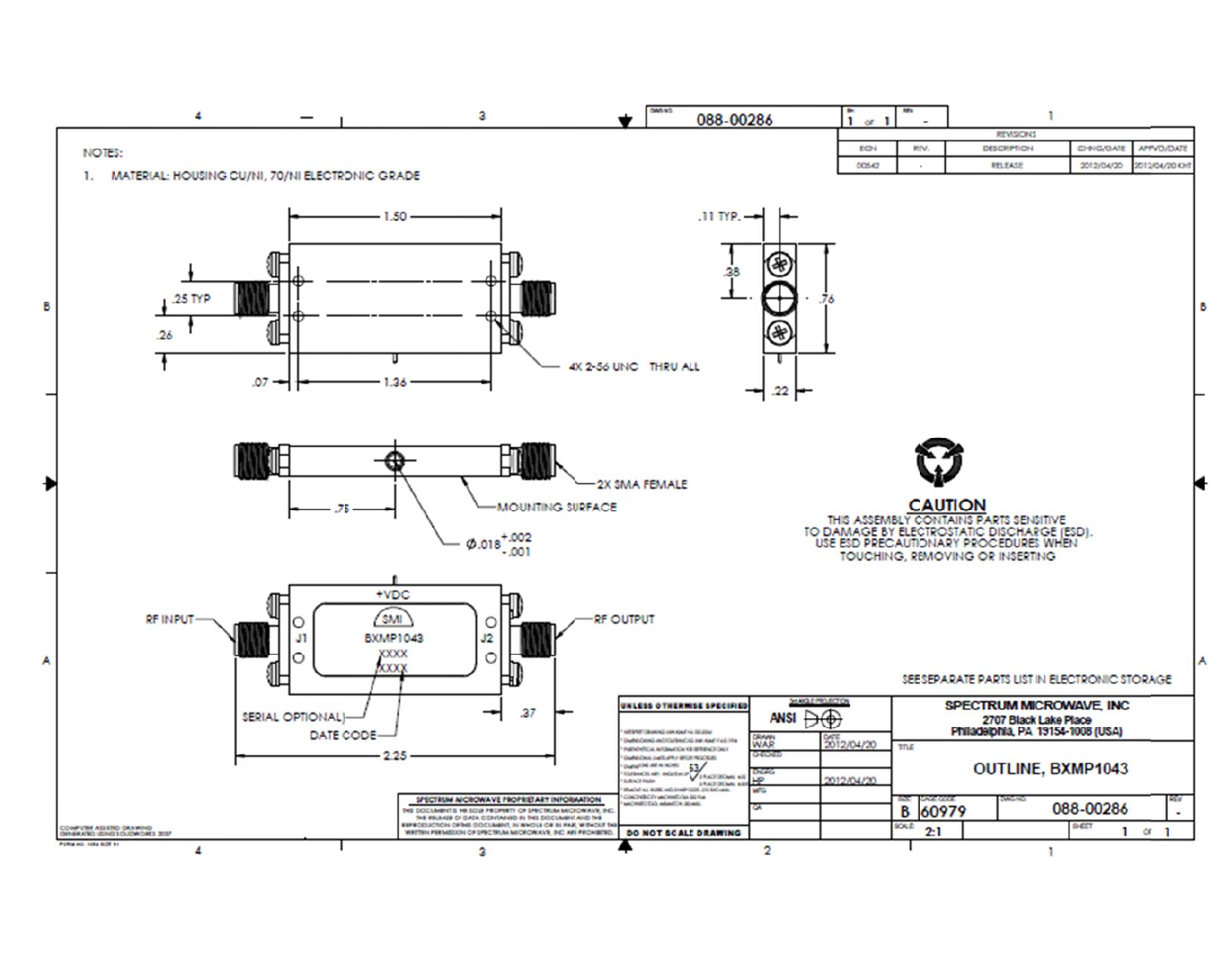DWG NO. 088-00286 SH 1 OF 1 REV -

| REVISIONS | | | | |
|---|---|---|---|---|
| ECN | REV. | DESCRIPTION | CHNG/DATE | APPVD/DATE |
| 00542 | - | RELEASE | 2012/04/20 | 2012/04/20 KHT |

NOTES:

1. MATERIAL: HOUSING CU/NI, 70/NI ELECTRONIC GRADE

1.50

.25 TYP

.26

.07

1.36

4X 2-56 UNC THRU ALL

.11 TYP.

.38

.76

.22

2X SMA FEMALE

MOUNTING SURFACE

.75

Ø.018 +.002 / -.001

+VDC

SMI

BXMP1043

XXXX

XXXX

J1

J2

RF INPUT

RF OUTPUT

SERIAL (OPTIONAL)

DATE CODE

.37

2.25

**CAUTION**

THIS ASSEMBLY CONTAINS PARTS SENSITIVE TO DAMAGE BY ELECTROSTATIC DISCHARGE (ESD). USE ESD PRECAUTIONARY PROCEDURES WHEN TOUCHING, REMOVING OR INSERTING

SEE SEPARATE PARTS LIST IN ELECTRONIC STORAGE

UNLESS OTHERWISE SPECIFIED

3RD ANGLE PROJECTION ANSI

| | DATE |
|---|---|
| DRAWN WAR | 2012/04/20 |
| CHECKED | |
| ENGRG HP | 2012/04/20 |
| MFG | |
| QA | |

SPECTRUM MICROWAVE, INC
2707 Black Lake Place
Philadelphia, PA 19154-1008 (USA)

TITLE: OUTLINE, BXMP1043

| SIZE | CAGE CODE | DWG NO. | REV |
|---|---|---|---|
| B | 60979 | 088-00286 | - |

SCALE: 2:1 SHEET 1 OF 1

DO NOT SCALE DRAWING

SPECTRUM MICROWAVE PROPRIETARY INFORMATION

COMPUTER AIDED DRAWING GENERATED USING SOLIDWORKS 2007